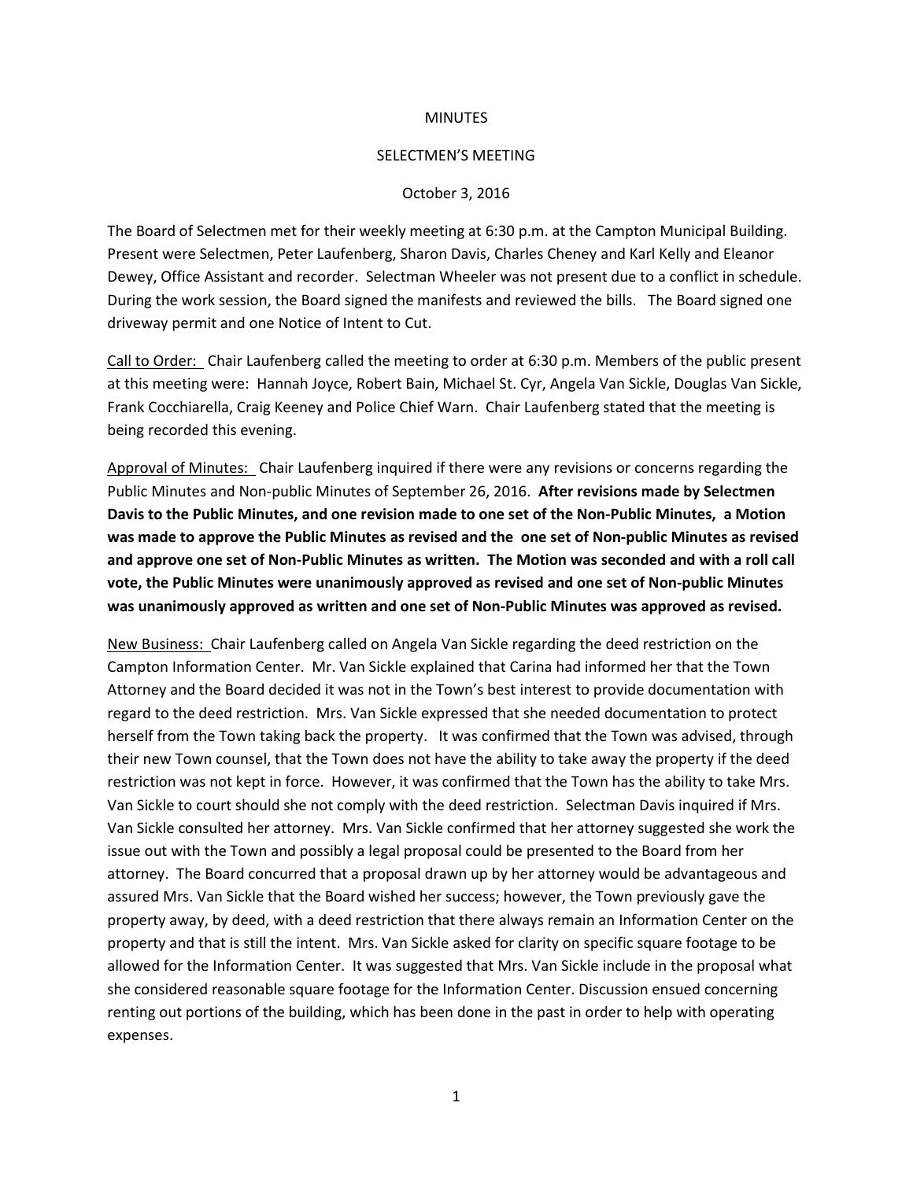MINUTES

SELECTMEN'S MEETING

October 3, 2016

The Board of Selectmen met for their weekly meeting at 6:30 p.m. at the Campton Municipal Building. Present were Selectmen, Peter Laufenberg, Sharon Davis, Charles Cheney and Karl Kelly and Eleanor Dewey, Office Assistant and recorder. Selectman Wheeler was not present due to a conflict in schedule. During the work session, the Board signed the manifests and reviewed the bills. The Board signed one driveway permit and one Notice of Intent to Cut.

Call to Order: Chair Laufenberg called the meeting to order at 6:30 p.m. Members of the public present at this meeting were: Hannah Joyce, Robert Bain, Michael St. Cyr, Angela Van Sickle, Douglas Van Sickle, Frank Cocchiarella, Craig Keeney and Police Chief Warn. Chair Laufenberg stated that the meeting is being recorded this evening.

Approval of Minutes: Chair Laufenberg inquired if there were any revisions or concerns regarding the Public Minutes and Non-public Minutes of September 26, 2016. **After revisions made by Selectmen Davis to the Public Minutes, and one revision made to one set of the Non-Public Minutes, a Motion was made to approve the Public Minutes as revised and the one set of Non-public Minutes as revised and approve one set of Non-Public Minutes as written. The Motion was seconded and with a roll call vote, the Public Minutes were unanimously approved as revised and one set of Non-public Minutes was unanimously approved as written and one set of Non-Public Minutes was approved as revised.**

New Business: Chair Laufenberg called on Angela Van Sickle regarding the deed restriction on the Campton Information Center. Mr. Van Sickle explained that Carina had informed her that the Town Attorney and the Board decided it was not in the Town's best interest to provide documentation with regard to the deed restriction. Mrs. Van Sickle expressed that she needed documentation to protect herself from the Town taking back the property. It was confirmed that the Town was advised, through their new Town counsel, that the Town does not have the ability to take away the property if the deed restriction was not kept in force. However, it was confirmed that the Town has the ability to take Mrs. Van Sickle to court should she not comply with the deed restriction. Selectman Davis inquired if Mrs. Van Sickle consulted her attorney. Mrs. Van Sickle confirmed that her attorney suggested she work the issue out with the Town and possibly a legal proposal could be presented to the Board from her attorney. The Board concurred that a proposal drawn up by her attorney would be advantageous and assured Mrs. Van Sickle that the Board wished her success; however, the Town previously gave the property away, by deed, with a deed restriction that there always remain an Information Center on the property and that is still the intent. Mrs. Van Sickle asked for clarity on specific square footage to be allowed for the Information Center. It was suggested that Mrs. Van Sickle include in the proposal what she considered reasonable square footage for the Information Center. Discussion ensued concerning renting out portions of the building, which has been done in the past in order to help with operating expenses.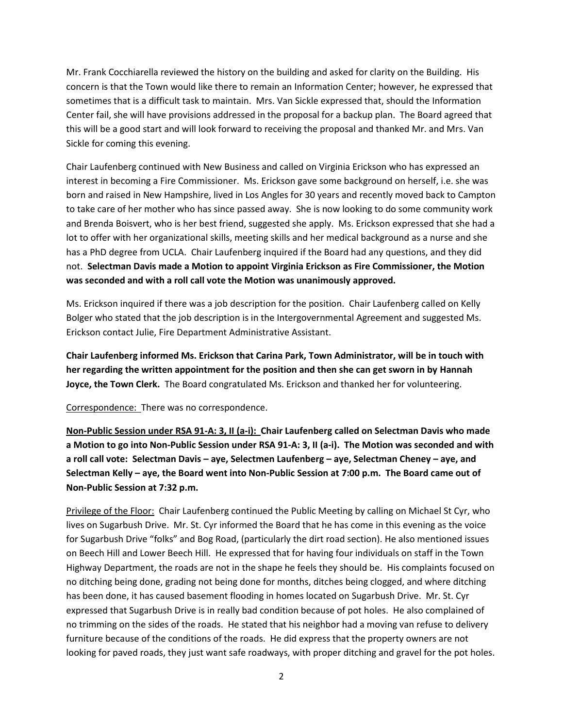Mr. Frank Cocchiarella reviewed the history on the building and asked for clarity on the Building. His concern is that the Town would like there to remain an Information Center; however, he expressed that sometimes that is a difficult task to maintain. Mrs. Van Sickle expressed that, should the Information Center fail, she will have provisions addressed in the proposal for a backup plan. The Board agreed that this will be a good start and will look forward to receiving the proposal and thanked Mr. and Mrs. Van Sickle for coming this evening.

Chair Laufenberg continued with New Business and called on Virginia Erickson who has expressed an interest in becoming a Fire Commissioner. Ms. Erickson gave some background on herself, i.e. she was born and raised in New Hampshire, lived in Los Angles for 30 years and recently moved back to Campton to take care of her mother who has since passed away. She is now looking to do some community work and Brenda Boisvert, who is her best friend, suggested she apply. Ms. Erickson expressed that she had a lot to offer with her organizational skills, meeting skills and her medical background as a nurse and she has a PhD degree from UCLA. Chair Laufenberg inquired if the Board had any questions, and they did not. **Selectman Davis made a Motion to appoint Virginia Erickson as Fire Commissioner, the Motion was seconded and with a roll call vote the Motion was unanimously approved.**

Ms. Erickson inquired if there was a job description for the position. Chair Laufenberg called on Kelly Bolger who stated that the job description is in the Intergovernmental Agreement and suggested Ms. Erickson contact Julie, Fire Department Administrative Assistant.

**Chair Laufenberg informed Ms. Erickson that Carina Park, Town Administrator, will be in touch with her regarding the written appointment for the position and then she can get sworn in by Hannah Joyce, the Town Clerk.** The Board congratulated Ms. Erickson and thanked her for volunteering.

Correspondence: There was no correspondence.

**Non-Public Session under RSA 91-A: 3, II (a-i): Chair Laufenberg called on Selectman Davis who made a Motion to go into Non-Public Session under RSA 91-A: 3, II (a-i). The Motion was seconded and with a roll call vote: Selectman Davis – aye, Selectmen Laufenberg – aye, Selectman Cheney – aye, and Selectman Kelly – aye, the Board went into Non-Public Session at 7:00 p.m. The Board came out of Non-Public Session at 7:32 p.m.**

Privilege of the Floor: Chair Laufenberg continued the Public Meeting by calling on Michael St Cyr, who lives on Sugarbush Drive. Mr. St. Cyr informed the Board that he has come in this evening as the voice for Sugarbush Drive "folks" and Bog Road, (particularly the dirt road section). He also mentioned issues on Beech Hill and Lower Beech Hill. He expressed that for having four individuals on staff in the Town Highway Department, the roads are not in the shape he feels they should be. His complaints focused on no ditching being done, grading not being done for months, ditches being clogged, and where ditching has been done, it has caused basement flooding in homes located on Sugarbush Drive. Mr. St. Cyr expressed that Sugarbush Drive is in really bad condition because of pot holes. He also complained of no trimming on the sides of the roads. He stated that his neighbor had a moving van refuse to delivery furniture because of the conditions of the roads. He did express that the property owners are not looking for paved roads, they just want safe roadways, with proper ditching and gravel for the pot holes.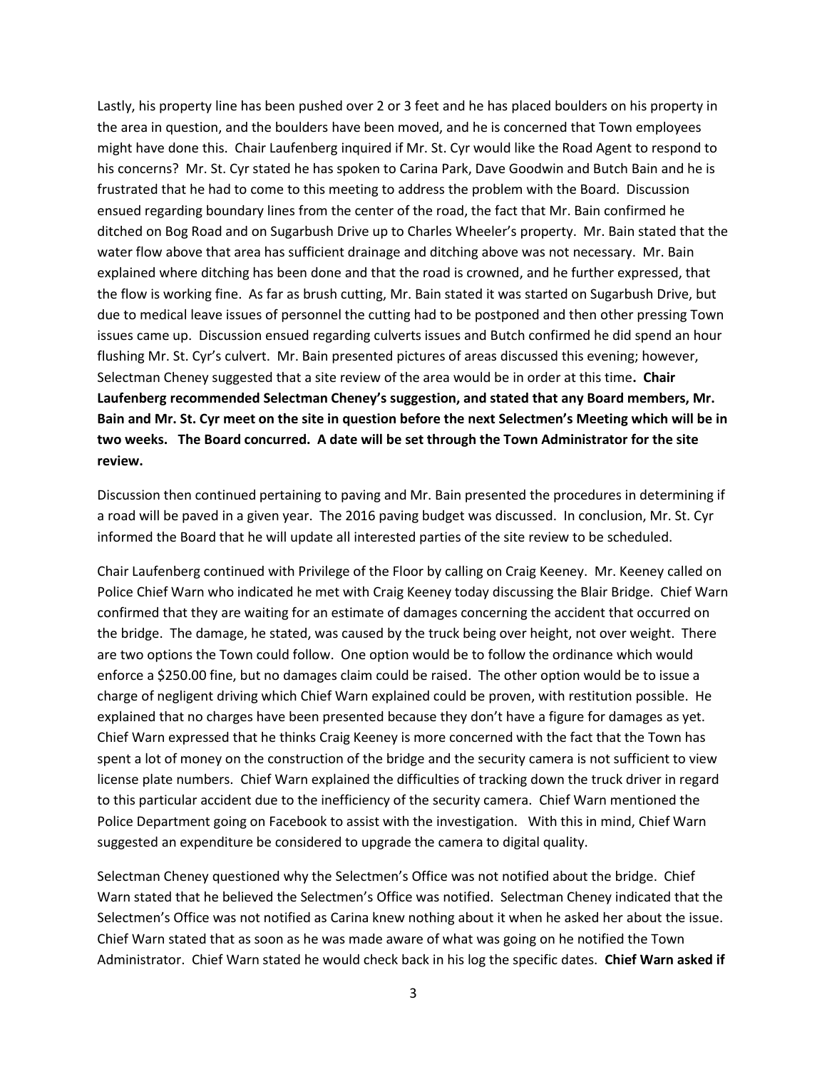Lastly, his property line has been pushed over 2 or 3 feet and he has placed boulders on his property in the area in question, and the boulders have been moved, and he is concerned that Town employees might have done this. Chair Laufenberg inquired if Mr. St. Cyr would like the Road Agent to respond to his concerns? Mr. St. Cyr stated he has spoken to Carina Park, Dave Goodwin and Butch Bain and he is frustrated that he had to come to this meeting to address the problem with the Board. Discussion ensued regarding boundary lines from the center of the road, the fact that Mr. Bain confirmed he ditched on Bog Road and on Sugarbush Drive up to Charles Wheeler's property. Mr. Bain stated that the water flow above that area has sufficient drainage and ditching above was not necessary. Mr. Bain explained where ditching has been done and that the road is crowned, and he further expressed, that the flow is working fine. As far as brush cutting, Mr. Bain stated it was started on Sugarbush Drive, but due to medical leave issues of personnel the cutting had to be postponed and then other pressing Town issues came up. Discussion ensued regarding culverts issues and Butch confirmed he did spend an hour flushing Mr. St. Cyr's culvert. Mr. Bain presented pictures of areas discussed this evening; however, Selectman Cheney suggested that a site review of the area would be in order at this time**. Chair Laufenberg recommended Selectman Cheney's suggestion, and stated that any Board members, Mr. Bain and Mr. St. Cyr meet on the site in question before the next Selectmen's Meeting which will be in two weeks. The Board concurred. A date will be set through the Town Administrator for the site review.**

Discussion then continued pertaining to paving and Mr. Bain presented the procedures in determining if a road will be paved in a given year. The 2016 paving budget was discussed. In conclusion, Mr. St. Cyr informed the Board that he will update all interested parties of the site review to be scheduled.

Chair Laufenberg continued with Privilege of the Floor by calling on Craig Keeney. Mr. Keeney called on Police Chief Warn who indicated he met with Craig Keeney today discussing the Blair Bridge. Chief Warn confirmed that they are waiting for an estimate of damages concerning the accident that occurred on the bridge. The damage, he stated, was caused by the truck being over height, not over weight. There are two options the Town could follow. One option would be to follow the ordinance which would enforce a $250.00 fine, but no damages claim could be raised. The other option would be to issue a charge of negligent driving which Chief Warn explained could be proven, with restitution possible. He explained that no charges have been presented because they don't have a figure for damages as yet. Chief Warn expressed that he thinks Craig Keeney is more concerned with the fact that the Town has spent a lot of money on the construction of the bridge and the security camera is not sufficient to view license plate numbers. Chief Warn explained the difficulties of tracking down the truck driver in regard to this particular accident due to the inefficiency of the security camera. Chief Warn mentioned the Police Department going on Facebook to assist with the investigation. With this in mind, Chief Warn suggested an expenditure be considered to upgrade the camera to digital quality.

Selectman Cheney questioned why the Selectmen's Office was not notified about the bridge. Chief Warn stated that he believed the Selectmen's Office was notified. Selectman Cheney indicated that the Selectmen's Office was not notified as Carina knew nothing about it when he asked her about the issue. Chief Warn stated that as soon as he was made aware of what was going on he notified the Town Administrator. Chief Warn stated he would check back in his log the specific dates. **Chief Warn asked if**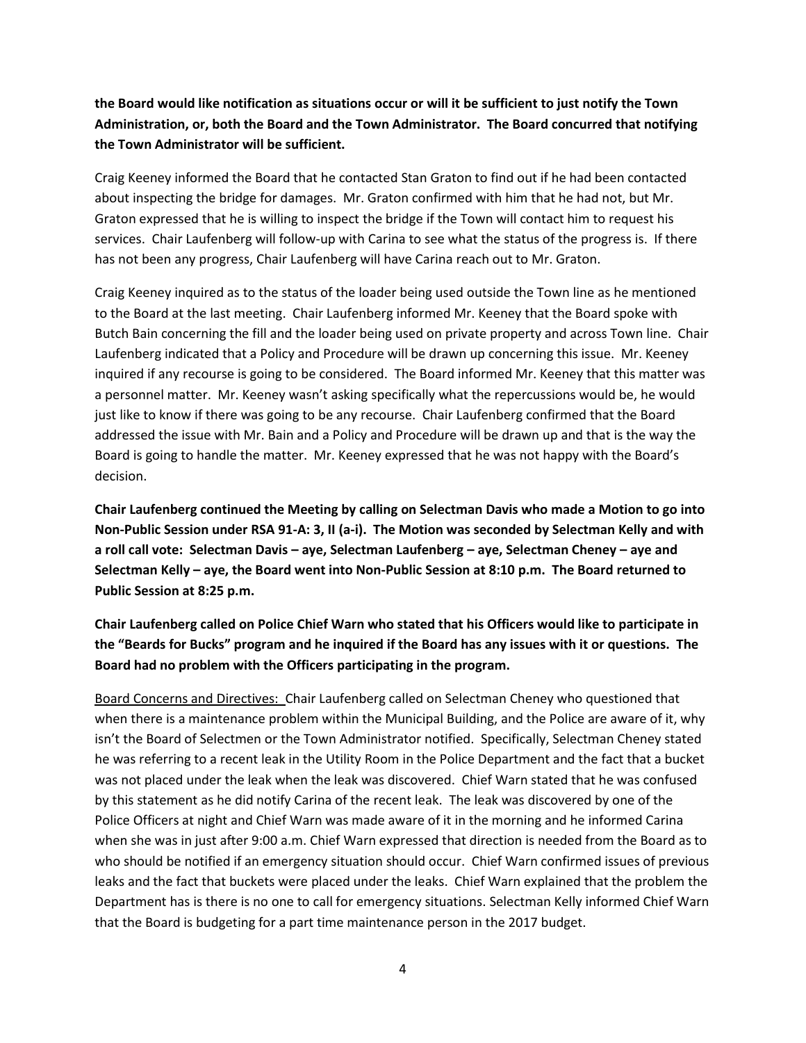**the Board would like notification as situations occur or will it be sufficient to just notify the Town Administration, or, both the Board and the Town Administrator. The Board concurred that notifying the Town Administrator will be sufficient.**

Craig Keeney informed the Board that he contacted Stan Graton to find out if he had been contacted about inspecting the bridge for damages. Mr. Graton confirmed with him that he had not, but Mr. Graton expressed that he is willing to inspect the bridge if the Town will contact him to request his services. Chair Laufenberg will follow-up with Carina to see what the status of the progress is. If there has not been any progress, Chair Laufenberg will have Carina reach out to Mr. Graton.

Craig Keeney inquired as to the status of the loader being used outside the Town line as he mentioned to the Board at the last meeting. Chair Laufenberg informed Mr. Keeney that the Board spoke with Butch Bain concerning the fill and the loader being used on private property and across Town line. Chair Laufenberg indicated that a Policy and Procedure will be drawn up concerning this issue. Mr. Keeney inquired if any recourse is going to be considered. The Board informed Mr. Keeney that this matter was a personnel matter. Mr. Keeney wasn't asking specifically what the repercussions would be, he would just like to know if there was going to be any recourse. Chair Laufenberg confirmed that the Board addressed the issue with Mr. Bain and a Policy and Procedure will be drawn up and that is the way the Board is going to handle the matter. Mr. Keeney expressed that he was not happy with the Board's decision.

**Chair Laufenberg continued the Meeting by calling on Selectman Davis who made a Motion to go into Non-Public Session under RSA 91-A: 3, II (a-i). The Motion was seconded by Selectman Kelly and with a roll call vote: Selectman Davis – aye, Selectman Laufenberg – aye, Selectman Cheney – aye and Selectman Kelly – aye, the Board went into Non-Public Session at 8:10 p.m. The Board returned to Public Session at 8:25 p.m.**

**Chair Laufenberg called on Police Chief Warn who stated that his Officers would like to participate in the "Beards for Bucks" program and he inquired if the Board has any issues with it or questions. The Board had no problem with the Officers participating in the program.**

Board Concerns and Directives: Chair Laufenberg called on Selectman Cheney who questioned that when there is a maintenance problem within the Municipal Building, and the Police are aware of it, why isn't the Board of Selectmen or the Town Administrator notified. Specifically, Selectman Cheney stated he was referring to a recent leak in the Utility Room in the Police Department and the fact that a bucket was not placed under the leak when the leak was discovered. Chief Warn stated that he was confused by this statement as he did notify Carina of the recent leak. The leak was discovered by one of the Police Officers at night and Chief Warn was made aware of it in the morning and he informed Carina when she was in just after 9:00 a.m. Chief Warn expressed that direction is needed from the Board as to who should be notified if an emergency situation should occur. Chief Warn confirmed issues of previous leaks and the fact that buckets were placed under the leaks. Chief Warn explained that the problem the Department has is there is no one to call for emergency situations. Selectman Kelly informed Chief Warn that the Board is budgeting for a part time maintenance person in the 2017 budget.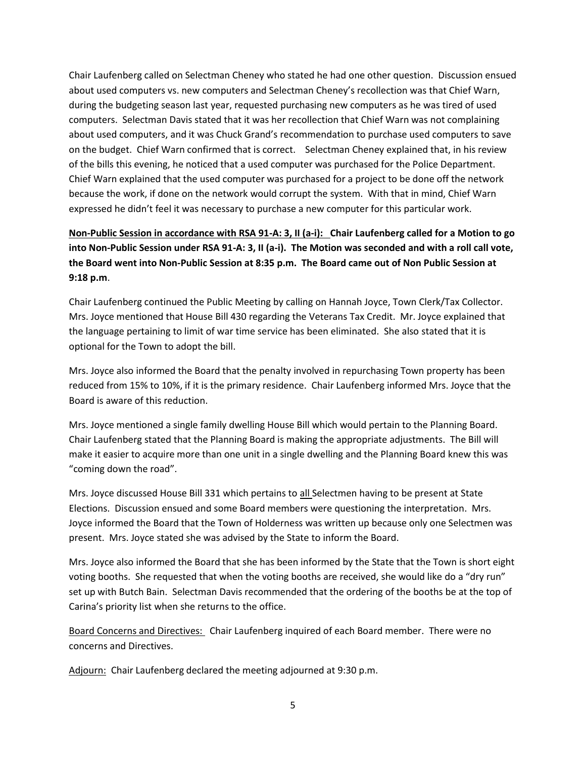Chair Laufenberg called on Selectman Cheney who stated he had one other question. Discussion ensued about used computers vs. new computers and Selectman Cheney's recollection was that Chief Warn, during the budgeting season last year, requested purchasing new computers as he was tired of used computers. Selectman Davis stated that it was her recollection that Chief Warn was not complaining about used computers, and it was Chuck Grand's recommendation to purchase used computers to save on the budget. Chief Warn confirmed that is correct. Selectman Cheney explained that, in his review of the bills this evening, he noticed that a used computer was purchased for the Police Department. Chief Warn explained that the used computer was purchased for a project to be done off the network because the work, if done on the network would corrupt the system. With that in mind, Chief Warn expressed he didn't feel it was necessary to purchase a new computer for this particular work.

**Non-Public Session in accordance with RSA 91-A: 3, II (a-i): Chair Laufenberg called for a Motion to go into Non-Public Session under RSA 91-A: 3, II (a-i). The Motion was seconded and with a roll call vote, the Board went into Non-Public Session at 8:35 p.m. The Board came out of Non Public Session at 9:18 p.m.**

Chair Laufenberg continued the Public Meeting by calling on Hannah Joyce, Town Clerk/Tax Collector. Mrs. Joyce mentioned that House Bill 430 regarding the Veterans Tax Credit. Mr. Joyce explained that the language pertaining to limit of war time service has been eliminated. She also stated that it is optional for the Town to adopt the bill.

Mrs. Joyce also informed the Board that the penalty involved in repurchasing Town property has been reduced from 15% to 10%, if it is the primary residence. Chair Laufenberg informed Mrs. Joyce that the Board is aware of this reduction.

Mrs. Joyce mentioned a single family dwelling House Bill which would pertain to the Planning Board. Chair Laufenberg stated that the Planning Board is making the appropriate adjustments. The Bill will make it easier to acquire more than one unit in a single dwelling and the Planning Board knew this was "coming down the road".

Mrs. Joyce discussed House Bill 331 which pertains to all Selectmen having to be present at State Elections. Discussion ensued and some Board members were questioning the interpretation. Mrs. Joyce informed the Board that the Town of Holderness was written up because only one Selectmen was present. Mrs. Joyce stated she was advised by the State to inform the Board.

Mrs. Joyce also informed the Board that she has been informed by the State that the Town is short eight voting booths. She requested that when the voting booths are received, she would like do a "dry run" set up with Butch Bain. Selectman Davis recommended that the ordering of the booths be at the top of Carina's priority list when she returns to the office.

Board Concerns and Directives: Chair Laufenberg inquired of each Board member. There were no concerns and Directives.

Adjourn: Chair Laufenberg declared the meeting adjourned at 9:30 p.m.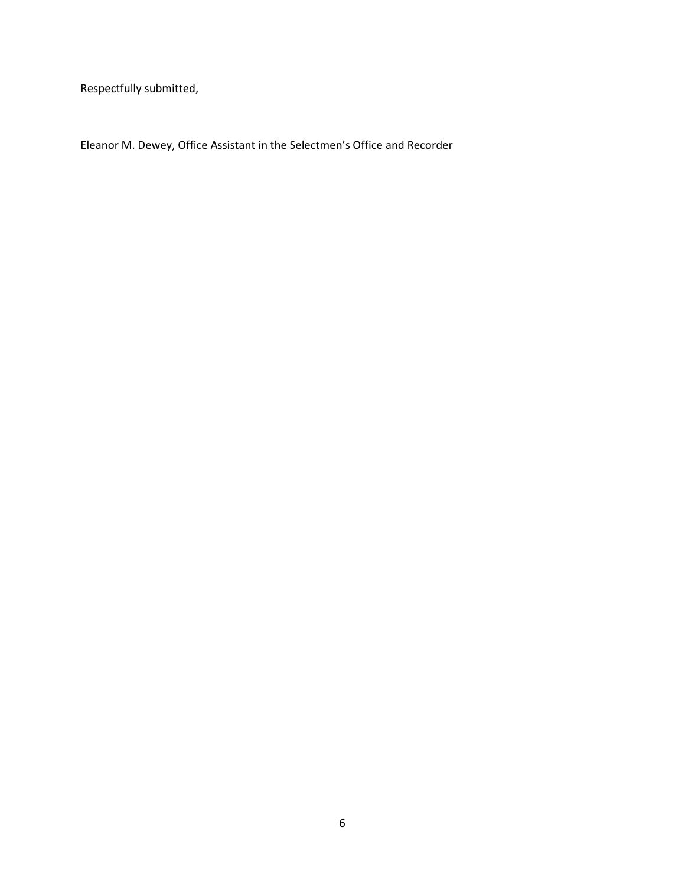Respectfully submitted,

Eleanor M. Dewey, Office Assistant in the Selectmen's Office and Recorder